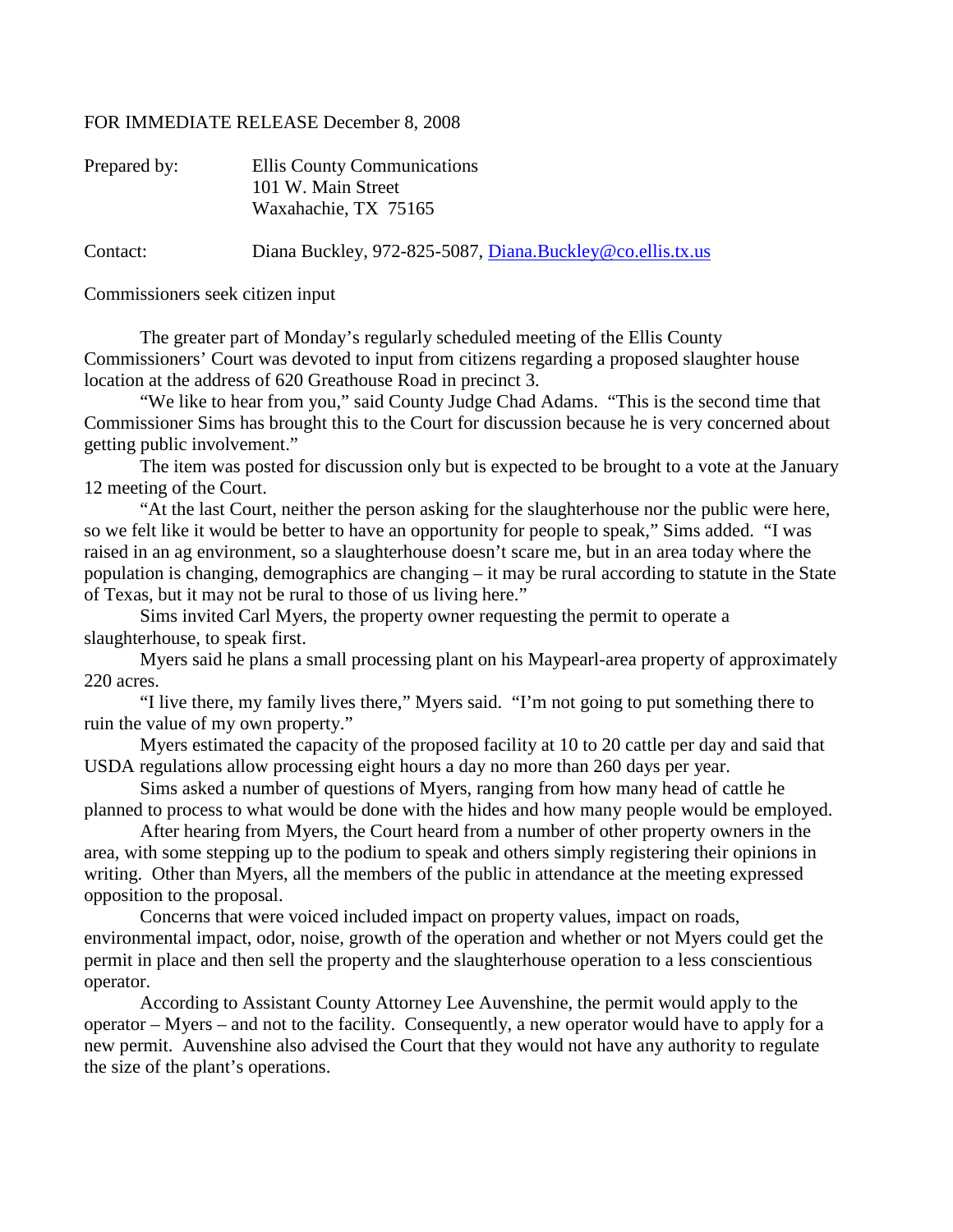FOR IMMEDIATE RELEASE December 8, 2008

Prepared by: Ellis County Communications
101 W. Main Street
Waxahachie, TX 75165

Contact: Diana Buckley, 972-825-5087, Diana.Buckley@co.ellis.tx.us

Commissioners seek citizen input

The greater part of Monday's regularly scheduled meeting of the Ellis County Commissioners' Court was devoted to input from citizens regarding a proposed slaughter house location at the address of 620 Greathouse Road in precinct 3.

"We like to hear from you," said County Judge Chad Adams. "This is the second time that Commissioner Sims has brought this to the Court for discussion because he is very concerned about getting public involvement."

The item was posted for discussion only but is expected to be brought to a vote at the January 12 meeting of the Court.

"At the last Court, neither the person asking for the slaughterhouse nor the public were here, so we felt like it would be better to have an opportunity for people to speak," Sims added. "I was raised in an ag environment, so a slaughterhouse doesn't scare me, but in an area today where the population is changing, demographics are changing – it may be rural according to statute in the State of Texas, but it may not be rural to those of us living here."

Sims invited Carl Myers, the property owner requesting the permit to operate a slaughterhouse, to speak first.

Myers said he plans a small processing plant on his Maypearl-area property of approximately 220 acres.

"I live there, my family lives there," Myers said. "I'm not going to put something there to ruin the value of my own property."

Myers estimated the capacity of the proposed facility at 10 to 20 cattle per day and said that USDA regulations allow processing eight hours a day no more than 260 days per year.

Sims asked a number of questions of Myers, ranging from how many head of cattle he planned to process to what would be done with the hides and how many people would be employed.

After hearing from Myers, the Court heard from a number of other property owners in the area, with some stepping up to the podium to speak and others simply registering their opinions in writing. Other than Myers, all the members of the public in attendance at the meeting expressed opposition to the proposal.

Concerns that were voiced included impact on property values, impact on roads, environmental impact, odor, noise, growth of the operation and whether or not Myers could get the permit in place and then sell the property and the slaughterhouse operation to a less conscientious operator.

According to Assistant County Attorney Lee Auvenshine, the permit would apply to the operator – Myers – and not to the facility. Consequently, a new operator would have to apply for a new permit. Auvenshine also advised the Court that they would not have any authority to regulate the size of the plant's operations.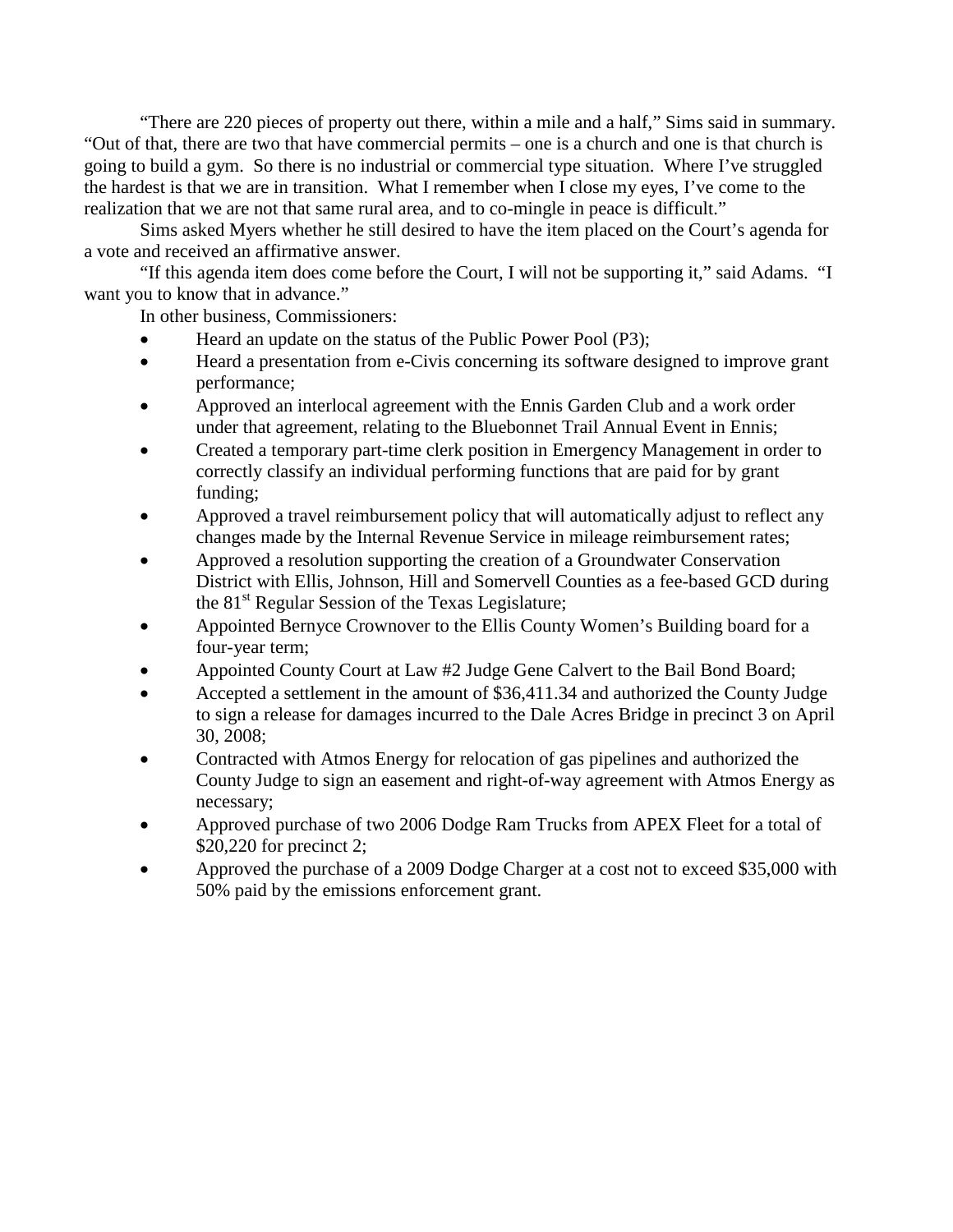"There are 220 pieces of property out there, within a mile and a half," Sims said in summary. "Out of that, there are two that have commercial permits – one is a church and one is that church is going to build a gym. So there is no industrial or commercial type situation. Where I've struggled the hardest is that we are in transition. What I remember when I close my eyes, I've come to the realization that we are not that same rural area, and to co-mingle in peace is difficult."

Sims asked Myers whether he still desired to have the item placed on the Court's agenda for a vote and received an affirmative answer.

"If this agenda item does come before the Court, I will not be supporting it," said Adams. "I want you to know that in advance."

In other business, Commissioners:

- Heard an update on the status of the Public Power Pool (P3);
- Heard a presentation from e-Civis concerning its software designed to improve grant performance;
- Approved an interlocal agreement with the Ennis Garden Club and a work order under that agreement, relating to the Bluebonnet Trail Annual Event in Ennis;
- Created a temporary part-time clerk position in Emergency Management in order to correctly classify an individual performing functions that are paid for by grant funding;
- Approved a travel reimbursement policy that will automatically adjust to reflect any changes made by the Internal Revenue Service in mileage reimbursement rates;
- Approved a resolution supporting the creation of a Groundwater Conservation District with Ellis, Johnson, Hill and Somervell Counties as a fee-based GCD during the 81st Regular Session of the Texas Legislature;
- Appointed Bernyce Crownover to the Ellis County Women's Building board for a four-year term;
- Appointed County Court at Law #2 Judge Gene Calvert to the Bail Bond Board;
- Accepted a settlement in the amount of $36,411.34 and authorized the County Judge to sign a release for damages incurred to the Dale Acres Bridge in precinct 3 on April 30, 2008;
- Contracted with Atmos Energy for relocation of gas pipelines and authorized the County Judge to sign an easement and right-of-way agreement with Atmos Energy as necessary;
- Approved purchase of two 2006 Dodge Ram Trucks from APEX Fleet for a total of $20,220 for precinct 2;
- Approved the purchase of a 2009 Dodge Charger at a cost not to exceed $35,000 with 50% paid by the emissions enforcement grant.